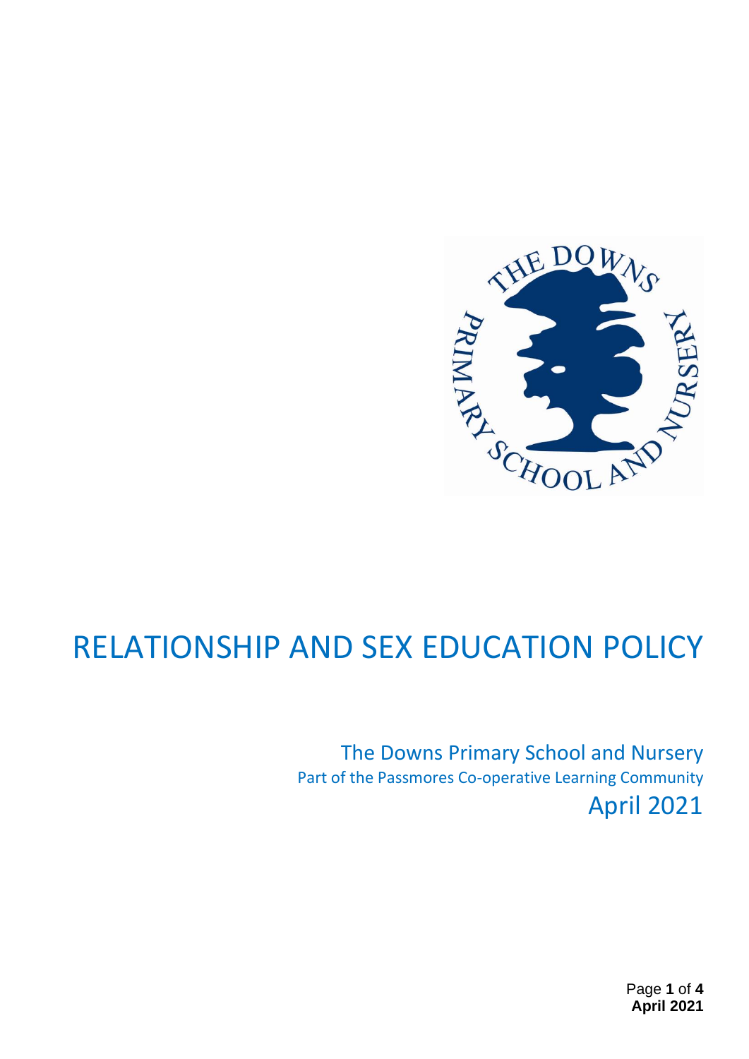# RELATIONSHIP AND SEX EDUCATION POLICY

The Downs Primary School and Nursery

Part of the Passmores Co-operative Learning Community

April 2021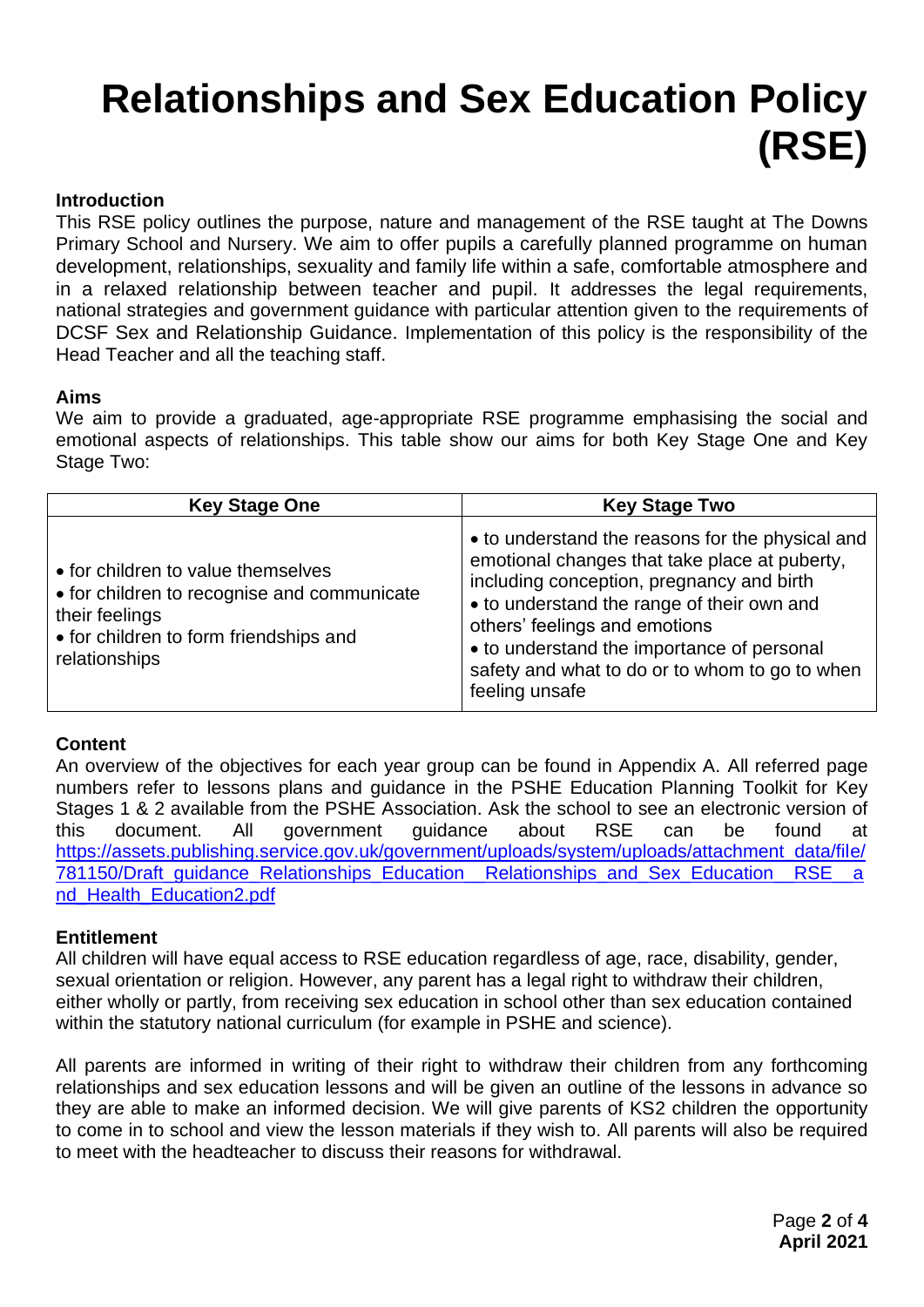# Relationships and Sex Education Policy (RSE)

### Introduction

This RSE policy outlines the purpose, nature and management of the RSE taught at The Downs Primary School and Nursery. We aim to offer pupils a carefully planned programme on human development, relationships, sexuality and family life within a safe, comfortable atmosphere and in a relaxed relationship between teacher and pupil. It addresses the legal requirements, national strategies and government guidance with particular attention given to the requirements of DCSF Sex and Relationship Guidance. Implementation of this policy is the responsibility of the Head Teacher and all the teaching staff.

### Aims

We aim to provide a graduated, age-appropriate RSE programme emphasising the social and emotional aspects of relationships. This table show our aims for both Key Stage One and Key Stage Two:

| Key Stage One | Key Stage Two |
| --- | --- |
| • for children to value themselves<br>• for children to recognise and communicate their feelings<br>• for children to form friendships and relationships | • to understand the reasons for the physical and emotional changes that take place at puberty, including conception, pregnancy and birth<br>• to understand the range of their own and others' feelings and emotions<br>• to understand the importance of personal safety and what to do or to whom to go to when feeling unsafe |

### Content

An overview of the objectives for each year group can be found in Appendix A. All referred page numbers refer to lessons plans and guidance in the PSHE Education Planning Toolkit for Key Stages 1 & 2 available from the PSHE Association. Ask the school to see an electronic version of this document. All government guidance about RSE can be found at https://assets.publishing.service.gov.uk/government/uploads/system/uploads/attachment_data/file/781150/Draft_guidance_Relationships_Education__Relationships_and_Sex_Education__RSE__and_Health_Education2.pdf

### Entitlement

All children will have equal access to RSE education regardless of age, race, disability, gender, sexual orientation or religion. However, any parent has a legal right to withdraw their children, either wholly or partly, from receiving sex education in school other than sex education contained within the statutory national curriculum (for example in PSHE and science).

All parents are informed in writing of their right to withdraw their children from any forthcoming relationships and sex education lessons and will be given an outline of the lessons in advance so they are able to make an informed decision. We will give parents of KS2 children the opportunity to come in to school and view the lesson materials if they wish to. All parents will also be required to meet with the headteacher to discuss their reasons for withdrawal.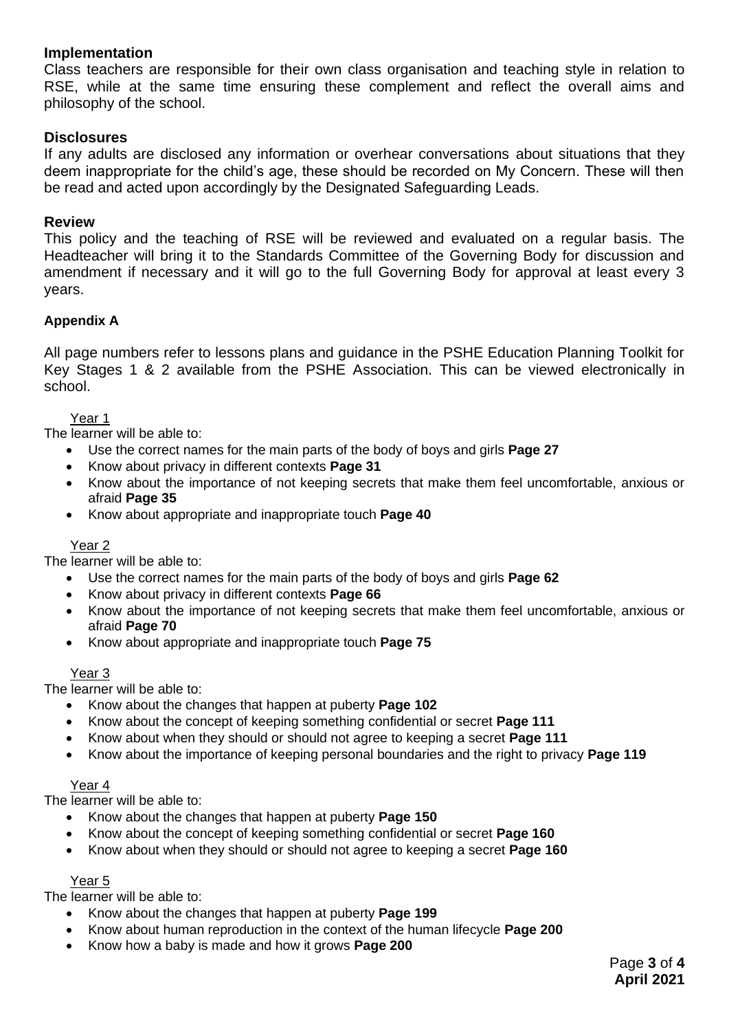## Implementation

Class teachers are responsible for their own class organisation and teaching style in relation to RSE, while at the same time ensuring these complement and reflect the overall aims and philosophy of the school.

## Disclosures

If any adults are disclosed any information or overhear conversations about situations that they deem inappropriate for the child's age, these should be recorded on My Concern. These will then be read and acted upon accordingly by the Designated Safeguarding Leads.

## Review

This policy and the teaching of RSE will be reviewed and evaluated on a regular basis. The Headteacher will bring it to the Standards Committee of the Governing Body for discussion and amendment if necessary and it will go to the full Governing Body for approval at least every 3 years.

### Appendix A

All page numbers refer to lessons plans and guidance in the PSHE Education Planning Toolkit for Key Stages 1 & 2 available from the PSHE Association. This can be viewed electronically in school.

Year 1

The learner will be able to:

- Use the correct names for the main parts of the body of boys and girls **Page 27**
- Know about privacy in different contexts **Page 31**
- Know about the importance of not keeping secrets that make them feel uncomfortable, anxious or afraid **Page 35**
- Know about appropriate and inappropriate touch **Page 40**

Year 2

The learner will be able to:

- Use the correct names for the main parts of the body of boys and girls **Page 62**
- Know about privacy in different contexts **Page 66**
- Know about the importance of not keeping secrets that make them feel uncomfortable, anxious or afraid **Page 70**
- Know about appropriate and inappropriate touch **Page 75**

Year 3

The learner will be able to:

- Know about the changes that happen at puberty **Page 102**
- Know about the concept of keeping something confidential or secret **Page 111**
- Know about when they should or should not agree to keeping a secret **Page 111**
- Know about the importance of keeping personal boundaries and the right to privacy **Page 119**

Year 4

The learner will be able to:

- Know about the changes that happen at puberty **Page 150**
- Know about the concept of keeping something confidential or secret **Page 160**
- Know about when they should or should not agree to keeping a secret **Page 160**

Year 5

The learner will be able to:

- Know about the changes that happen at puberty **Page 199**
- Know about human reproduction in the context of the human lifecycle **Page 200**
- Know how a baby is made and how it grows **Page 200**

**April 2021**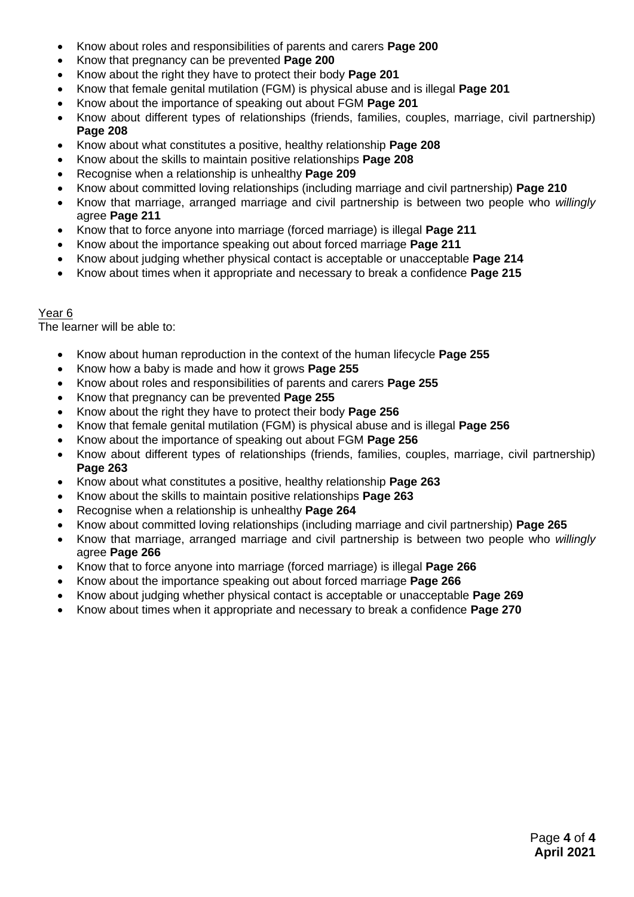- Know about roles and responsibilities of parents and carers **Page 200**
- Know that pregnancy can be prevented **Page 200**
- Know about the right they have to protect their body **Page 201**
- Know that female genital mutilation (FGM) is physical abuse and is illegal **Page 201**
- Know about the importance of speaking out about FGM **Page 201**
- Know about different types of relationships (friends, families, couples, marriage, civil partnership) **Page 208**
- Know about what constitutes a positive, healthy relationship **Page 208**
- Know about the skills to maintain positive relationships **Page 208**
- Recognise when a relationship is unhealthy **Page 209**
- Know about committed loving relationships (including marriage and civil partnership) **Page 210**
- Know that marriage, arranged marriage and civil partnership is between two people who *willingly* agree **Page 211**
- Know that to force anyone into marriage (forced marriage) is illegal **Page 211**
- Know about the importance speaking out about forced marriage **Page 211**
- Know about judging whether physical contact is acceptable or unacceptable **Page 214**
- Know about times when it appropriate and necessary to break a confidence **Page 215**

<u>Year 6</u>

The learner will be able to:

- Know about human reproduction in the context of the human lifecycle **Page 255**
- Know how a baby is made and how it grows **Page 255**
- Know about roles and responsibilities of parents and carers **Page 255**
- Know that pregnancy can be prevented **Page 255**
- Know about the right they have to protect their body **Page 256**
- Know that female genital mutilation (FGM) is physical abuse and is illegal **Page 256**
- Know about the importance of speaking out about FGM **Page 256**
- Know about different types of relationships (friends, families, couples, marriage, civil partnership) **Page 263**
- Know about what constitutes a positive, healthy relationship **Page 263**
- Know about the skills to maintain positive relationships **Page 263**
- Recognise when a relationship is unhealthy **Page 264**
- Know about committed loving relationships (including marriage and civil partnership) **Page 265**
- Know that marriage, arranged marriage and civil partnership is between two people who *willingly* agree **Page 266**
- Know that to force anyone into marriage (forced marriage) is illegal **Page 266**
- Know about the importance speaking out about forced marriage **Page 266**
- Know about judging whether physical contact is acceptable or unacceptable **Page 269**
- Know about times when it appropriate and necessary to break a confidence **Page 270**

**April 2021**